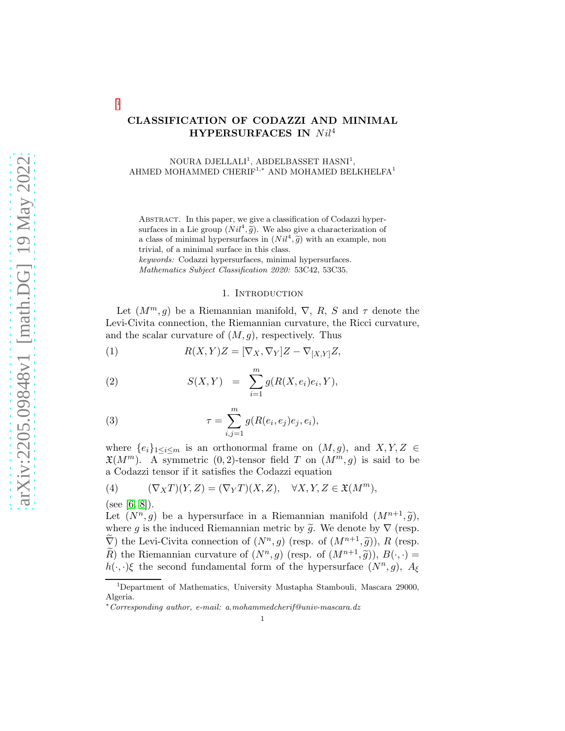# CLASSIFICATION OF CODAZZI AND MINIMAL HYPERSURFACES IN $Nil^4$

NOURA DJELLALI[1], ABDELBASSET HASNI[1], AHMED MOHAMMED CHERIF[1,*] AND MOHAMED BELKHELFA[1]

Abstract. In this paper, we give a classification of Codazzi hypersurfaces in a Lie group $(Nil^4, \widetilde{g})$. We also give a characterization of a class of minimal hypersurfaces in $(Nil^4, \widetilde{g})$ with an example, non trivial, of a minimal surface in this class.

*keywords:* Codazzi hypersurfaces, minimal hypersurfaces.

*Mathematics Subject Classification 2020:* 53C42, 53C35.

## 1. Introduction

Let $(M^m, g)$ be a Riemannian manifold, $\nabla$, $R$, $S$ and $\tau$ denote the Levi-Civita connection, the Riemannian curvature, the Ricci curvature, and the scalar curvature of $(M, g)$, respectively. Thus

$$R(X, Y)Z = [\nabla_X, \nabla_Y]Z - \nabla_{[X,Y]}Z, \tag{1}$$

$$S(X, Y) = \sum_{i=1}^{m} g(R(X, e_i)e_i, Y), \tag{2}$$

$$\tau = \sum_{i,j=1}^{m} g(R(e_i, e_j)e_j, e_i), \tag{3}$$

where $\{e_i\}_{1 \leq i \leq m}$ is an orthonormal frame on $(M, g)$, and $X, Y, Z \in \mathfrak{X}(M^m)$. A symmetric $(0, 2)$-tensor field $T$ on $(M^m, g)$ is said to be a Codazzi tensor if it satisfies the Codazzi equation

$$(\nabla_X T)(Y, Z) = (\nabla_Y T)(X, Z), \quad \forall X, Y, Z \in \mathfrak{X}(M^m), \tag{4}$$

(see [6, 8]).

Let $(N^n, g)$ be a hypersurface in a Riemannian manifold $(M^{n+1}, \widetilde{g})$, where $g$ is the induced Riemannian metric by $\widetilde{g}$. We denote by $\nabla$ (resp. $\widetilde{\nabla}$) the Levi-Civita connection of $(N^n, g)$ (resp. of $(M^{n+1}, \widetilde{g})$), $R$ (resp. $\widetilde{R}$) the Riemannian curvature of $(N^n, g)$ (resp. of $(M^{n+1}, \widetilde{g})$), $B(\cdot, \cdot) = h(\cdot, \cdot)\xi$ the second fundamental form of the hypersurface $(N^n, g)$, $A_\xi$

---

[1]Department of Mathematics, University Mustapha Stambouli, Mascara 29000, Algeria.

*Corresponding author, e-mail: a.mohammedcherif@univ-mascara.dz*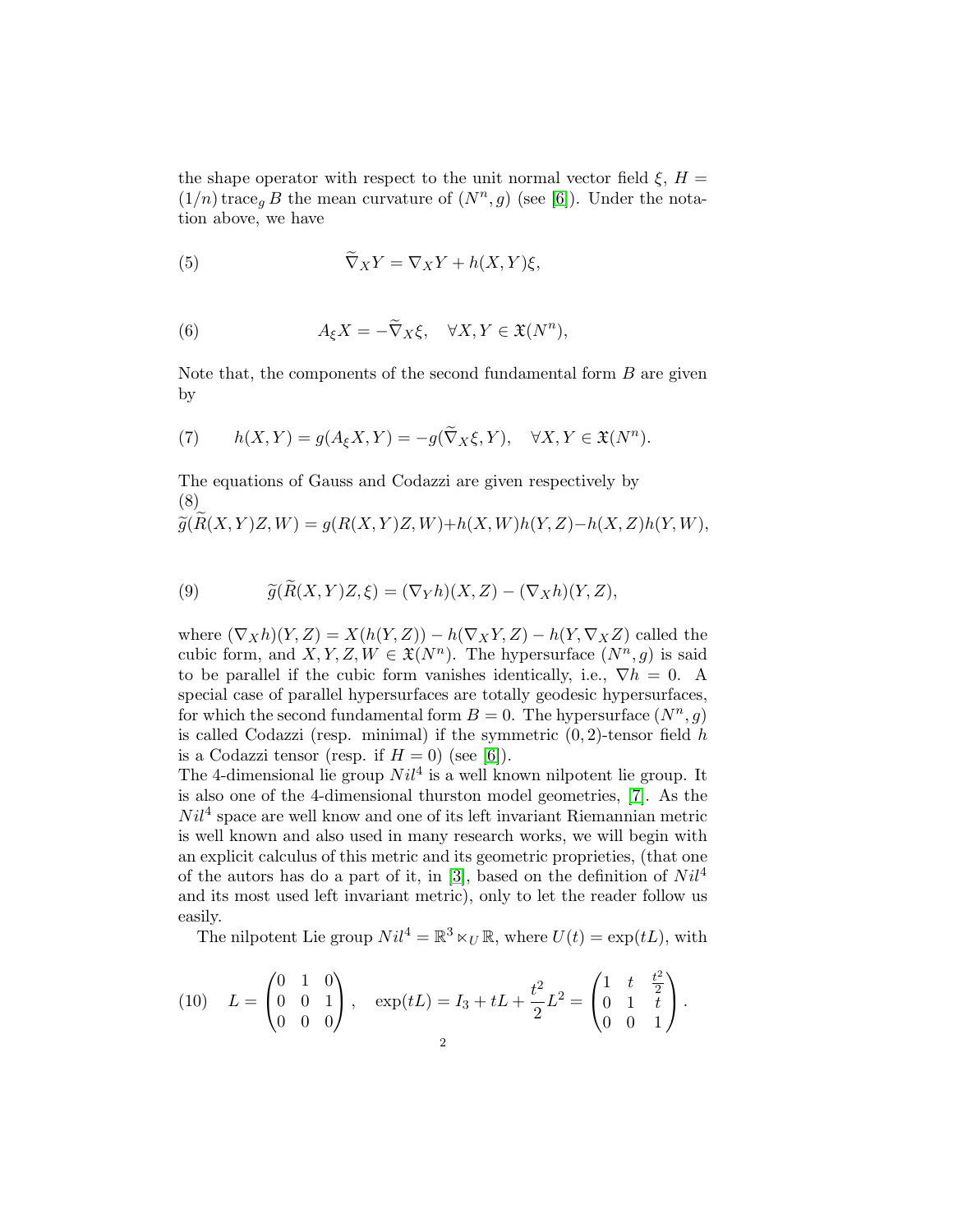the shape operator with respect to the unit normal vector field $\xi$, $H = (1/n)\,\mathrm{trace}_g\, B$ the mean curvature of $(N^n, g)$ (see [6]). Under the notation above, we have

$$\widetilde{\nabla}_X Y = \nabla_X Y + h(X,Y)\xi, \tag{5}$$

$$A_\xi X = -\widetilde{\nabla}_X \xi, \quad \forall X, Y \in \mathfrak{X}(N^n), \tag{6}$$

Note that, the components of the second fundamental form $B$ are given by

$$h(X,Y) = g(A_\xi X, Y) = -g(\widetilde{\nabla}_X \xi, Y), \quad \forall X, Y \in \mathfrak{X}(N^n). \tag{7}$$

The equations of Gauss and Codazzi are given respectively by

$$\widetilde{g}(\widetilde{R}(X,Y)Z,W) = g(R(X,Y)Z,W) + h(X,W)h(Y,Z) - h(X,Z)h(Y,W), \tag{8}$$

$$\widetilde{g}(\widetilde{R}(X,Y)Z,\xi) = (\nabla_Y h)(X,Z) - (\nabla_X h)(Y,Z), \tag{9}$$

where $(\nabla_X h)(Y,Z) = X(h(Y,Z)) - h(\nabla_X Y, Z) - h(Y, \nabla_X Z)$ called the cubic form, and $X, Y, Z, W \in \mathfrak{X}(N^n)$. The hypersurface $(N^n, g)$ is said to be parallel if the cubic form vanishes identically, i.e., $\nabla h = 0$. A special case of parallel hypersurfaces are totally geodesic hypersurfaces, for which the second fundamental form $B = 0$. The hypersurface $(N^n, g)$ is called Codazzi (resp. minimal) if the symmetric $(0,2)$-tensor field $h$ is a Codazzi tensor (resp. if $H = 0$) (see [6]).
The 4-dimensional lie group $Nil^4$ is a well known nilpotent lie group. It is also one of the 4-dimensional thurston model geometries, [7]. As the $Nil^4$ space are well know and one of its left invariant Riemannian metric is well known and also used in many research works, we will begin with an explicit calculus of this metric and its geometric proprieties, (that one of the autors has do a part of it, in [3], based on the definition of $Nil^4$ and its most used left invariant metric), only to let the reader follow us easily.

The nilpotent Lie group $Nil^4 = \mathbb{R}^3 \ltimes_U \mathbb{R}$, where $U(t) = \exp(tL)$, with

$$L = \begin{pmatrix} 0 & 1 & 0 \\ 0 & 0 & 1 \\ 0 & 0 & 0 \end{pmatrix}, \quad \exp(tL) = I_3 + tL + \frac{t^2}{2}L^2 = \begin{pmatrix} 1 & t & \frac{t^2}{2} \\ 0 & 1 & t \\ 0 & 0 & 1 \end{pmatrix}. \tag{10}$$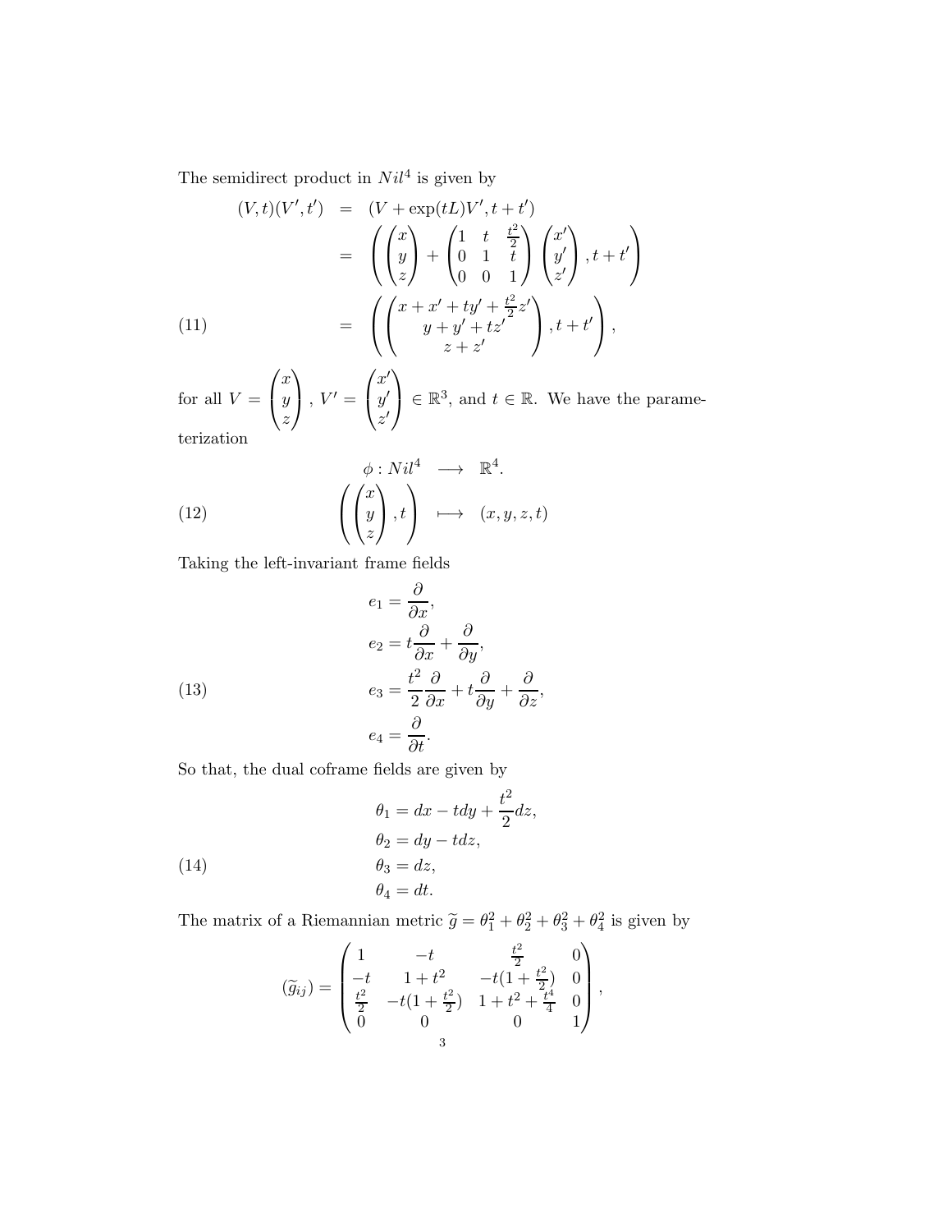The semidirect product in $Nil^4$ is given by

$$
\begin{aligned}
(V,t)(V',t') &= (V + \exp(tL)V', t+t') \\
&= \left( \begin{pmatrix} x \\ y \\ z \end{pmatrix} + \begin{pmatrix} 1 & t & \frac{t^2}{2} \\ 0 & 1 & t \\ 0 & 0 & 1 \end{pmatrix} \begin{pmatrix} x' \\ y' \\ z' \end{pmatrix}, t+t' \right) \\
&= \left( \begin{pmatrix} x + x' + ty' + \frac{t^2}{2}z' \\ y + y' + tz' \\ z + z' \end{pmatrix}, t+t' \right),
\end{aligned} \tag{11}
$$

for all $V = \begin{pmatrix} x \\ y \\ z \end{pmatrix}$, $V' = \begin{pmatrix} x' \\ y' \\ z' \end{pmatrix} \in \mathbb{R}^3$, and $t \in \mathbb{R}$. We have the parameterization

$$
\begin{aligned}
\phi : Nil^4 &\longrightarrow \mathbb{R}^4. \\
\left( \begin{pmatrix} x \\ y \\ z \end{pmatrix}, t \right) &\longmapsto (x,y,z,t)
\end{aligned} \tag{12}
$$

Taking the left-invariant frame fields

$$
\begin{aligned}
e_1 &= \frac{\partial}{\partial x}, \\
e_2 &= t\frac{\partial}{\partial x} + \frac{\partial}{\partial y}, \\
e_3 &= \frac{t^2}{2}\frac{\partial}{\partial x} + t\frac{\partial}{\partial y} + \frac{\partial}{\partial z}, \\
e_4 &= \frac{\partial}{\partial t}.
\end{aligned} \tag{13}
$$

So that, the dual coframe fields are given by

$$
\begin{aligned}
\theta_1 &= dx - tdy + \frac{t^2}{2}dz, \\
\theta_2 &= dy - tdz, \\
\theta_3 &= dz, \\
\theta_4 &= dt.
\end{aligned} \tag{14}
$$

The matrix of a Riemannian metric $\widetilde{g} = \theta_1^2 + \theta_2^2 + \theta_3^2 + \theta_4^2$ is given by

$$
(\widetilde{g}_{ij}) = \begin{pmatrix} 1 & -t & \frac{t^2}{2} & 0 \\ -t & 1+t^2 & -t(1+\frac{t^2}{2}) & 0 \\ \frac{t^2}{2} & -t(1+\frac{t^2}{2}) & 1+t^2+\frac{t^4}{4} & 0 \\ 0 & 0 & 0 & 1 \end{pmatrix},
$$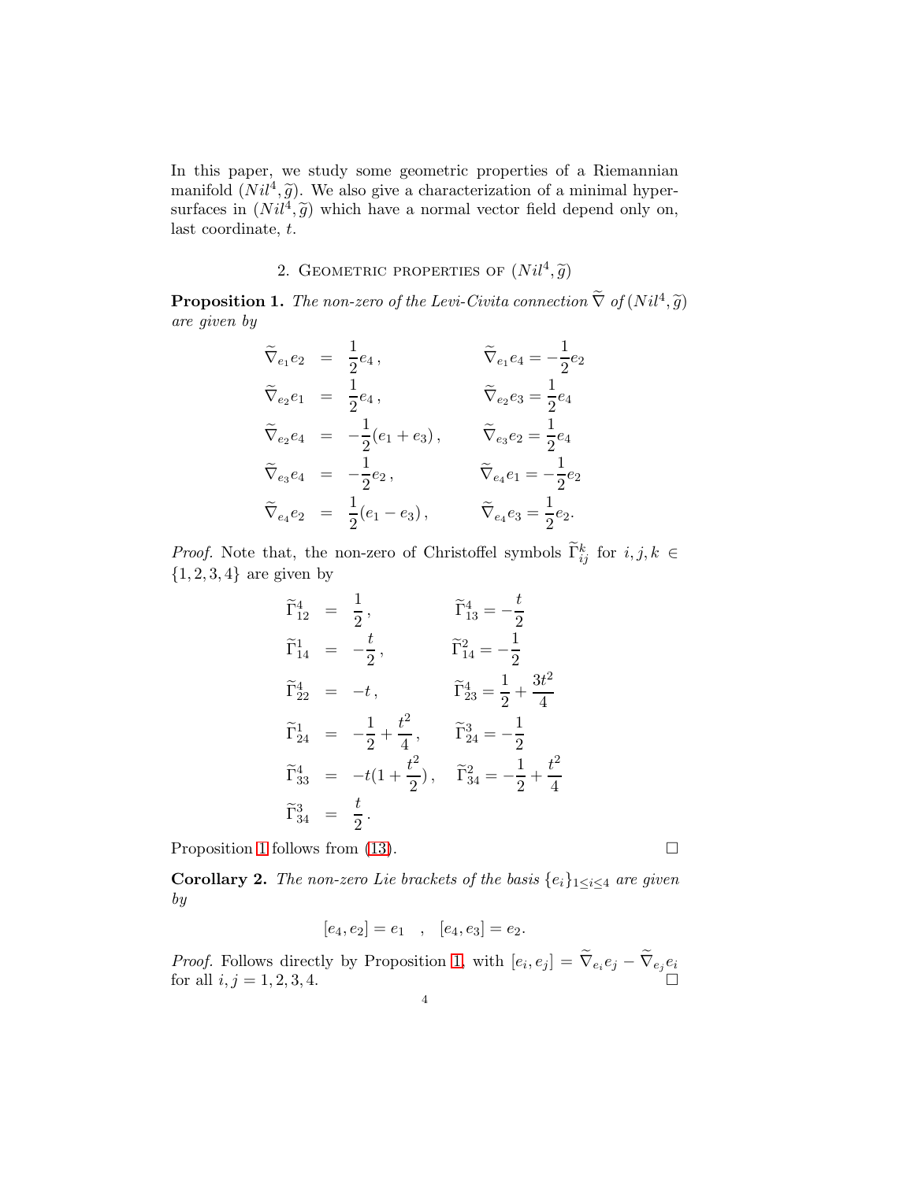In this paper, we study some geometric properties of a Riemannian manifold $(Nil^4, \widetilde{g})$. We also give a characterization of a minimal hypersurfaces in $(Nil^4, \widetilde{g})$ which have a normal vector field depend only on, last coordinate, $t$.

## 2. Geometric properties of $(Nil^4, \widetilde{g})$

**Proposition 1.** *The non-zero of the Levi-Civita connection $\widetilde{\nabla}$ of $(Nil^4, \widetilde{g})$ are given by*

$$
\begin{aligned}
\widetilde{\nabla}_{e_1} e_2 &= \frac{1}{2} e_4\,, & \widetilde{\nabla}_{e_1} e_4 &= -\frac{1}{2} e_2 \\
\widetilde{\nabla}_{e_2} e_1 &= \frac{1}{2} e_4\,, & \widetilde{\nabla}_{e_2} e_3 &= \frac{1}{2} e_4 \\
\widetilde{\nabla}_{e_2} e_4 &= -\frac{1}{2}(e_1 + e_3)\,, & \widetilde{\nabla}_{e_3} e_2 &= \frac{1}{2} e_4 \\
\widetilde{\nabla}_{e_3} e_4 &= -\frac{1}{2} e_2\,, & \widetilde{\nabla}_{e_4} e_1 &= -\frac{1}{2} e_2 \\
\widetilde{\nabla}_{e_4} e_2 &= \frac{1}{2}(e_1 - e_3)\,, & \widetilde{\nabla}_{e_4} e_3 &= \frac{1}{2} e_2.
\end{aligned}
$$

*Proof.* Note that, the non-zero of Christoffel symbols $\widetilde{\Gamma}^k_{ij}$ for $i, j, k \in \{1, 2, 3, 4\}$ are given by

$$
\begin{aligned}
\widetilde{\Gamma}^4_{12} &= \frac{1}{2}\,, & \widetilde{\Gamma}^4_{13} &= -\frac{t}{2} \\
\widetilde{\Gamma}^1_{14} &= -\frac{t}{2}\,, & \widetilde{\Gamma}^2_{14} &= -\frac{1}{2} \\
\widetilde{\Gamma}^4_{22} &= -t\,, & \widetilde{\Gamma}^4_{23} &= \frac{1}{2} + \frac{3t^2}{4} \\
\widetilde{\Gamma}^1_{24} &= -\frac{1}{2} + \frac{t^2}{4}\,, & \widetilde{\Gamma}^3_{24} &= -\frac{1}{2} \\
\widetilde{\Gamma}^4_{33} &= -t(1 + \frac{t^2}{2})\,, & \widetilde{\Gamma}^2_{34} &= -\frac{1}{2} + \frac{t^2}{4} \\
\widetilde{\Gamma}^3_{34} &= \frac{t}{2}\,.
\end{aligned}
$$

Proposition 1 follows from (13). □

**Corollary 2.** *The non-zero Lie brackets of the basis $\{e_i\}_{1 \leq i \leq 4}$ are given by*

$$[e_4, e_2] = e_1 \quad , \quad [e_4, e_3] = e_2.$$

*Proof.* Follows directly by Proposition 1, with $[e_i, e_j] = \widetilde{\nabla}_{e_i} e_j - \widetilde{\nabla}_{e_j} e_i$ for all $i, j = 1, 2, 3, 4$. □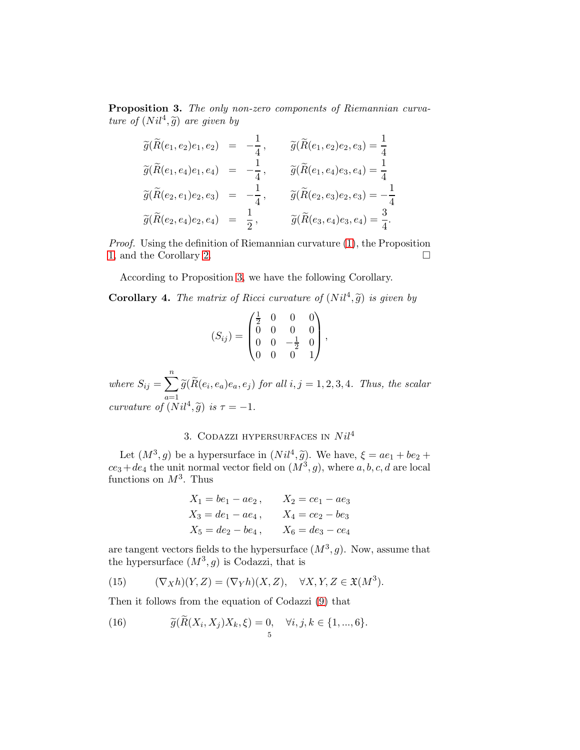**Proposition 3.** *The only non-zero components of Riemannian curvature of $(Nil^4, \widetilde{g})$ are given by*

$$
\begin{aligned}
\widetilde{g}(\widetilde{R}(e_1,e_2)e_1,e_2) &= -\frac{1}{4}, & \widetilde{g}(\widetilde{R}(e_1,e_2)e_2,e_3) &= \frac{1}{4} \\
\widetilde{g}(\widetilde{R}(e_1,e_4)e_1,e_4) &= -\frac{1}{4}, & \widetilde{g}(\widetilde{R}(e_1,e_4)e_3,e_4) &= \frac{1}{4} \\
\widetilde{g}(\widetilde{R}(e_2,e_1)e_2,e_3) &= -\frac{1}{4}, & \widetilde{g}(\widetilde{R}(e_2,e_3)e_2,e_3) &= -\frac{1}{4} \\
\widetilde{g}(\widetilde{R}(e_2,e_4)e_2,e_4) &= \frac{1}{2}, & \widetilde{g}(\widetilde{R}(e_3,e_4)e_3,e_4) &= \frac{3}{4}.
\end{aligned}
$$

*Proof.* Using the definition of Riemannian curvature (1), the Proposition 1, and the Corollary 2. □

According to Proposition 3, we have the following Corollary.

**Corollary 4.** *The matrix of Ricci curvature of $(Nil^4, \widetilde{g})$ is given by*

$$
(S_{ij}) = \begin{pmatrix} \frac{1}{2} & 0 & 0 & 0 \\ 0 & 0 & 0 & 0 \\ 0 & 0 & -\frac{1}{2} & 0 \\ 0 & 0 & 0 & 1 \end{pmatrix},
$$

*where $S_{ij} = \sum_{a=1}^{n} \widetilde{g}(\widetilde{R}(e_i,e_a)e_a,e_j)$ for all $i,j = 1,2,3,4$. Thus, the scalar curvature of $(Nil^4, \widetilde{g})$ is $\tau = -1$.*

## 3. Codazzi hypersurfaces in $Nil^4$

Let $(M^3, g)$ be a hypersurface in $(Nil^4, \widetilde{g})$. We have, $\xi = ae_1 + be_2 + ce_3 + de_4$ the unit normal vector field on $(M^3, g)$, where $a, b, c, d$ are local functions on $M^3$. Thus

$$
\begin{aligned}
X_1 &= be_1 - ae_2, & X_2 &= ce_1 - ae_3 \\
X_3 &= de_1 - ae_4, & X_4 &= ce_2 - be_3 \\
X_5 &= de_2 - be_4, & X_6 &= de_3 - ce_4
\end{aligned}
$$

are tangent vectors fields to the hypersurface $(M^3, g)$. Now, assume that the hypersurface $(M^3, g)$ is Codazzi, that is

$$
(\nabla_X h)(Y,Z) = (\nabla_Y h)(X,Z), \quad \forall X,Y,Z \in \mathfrak{X}(M^3). \tag{15}
$$

Then it follows from the equation of Codazzi (9) that

$$
\widetilde{g}(\widetilde{R}(X_i,X_j)X_k,\xi) = 0, \quad \forall i,j,k \in \{1,...,6\}. \tag{16}
$$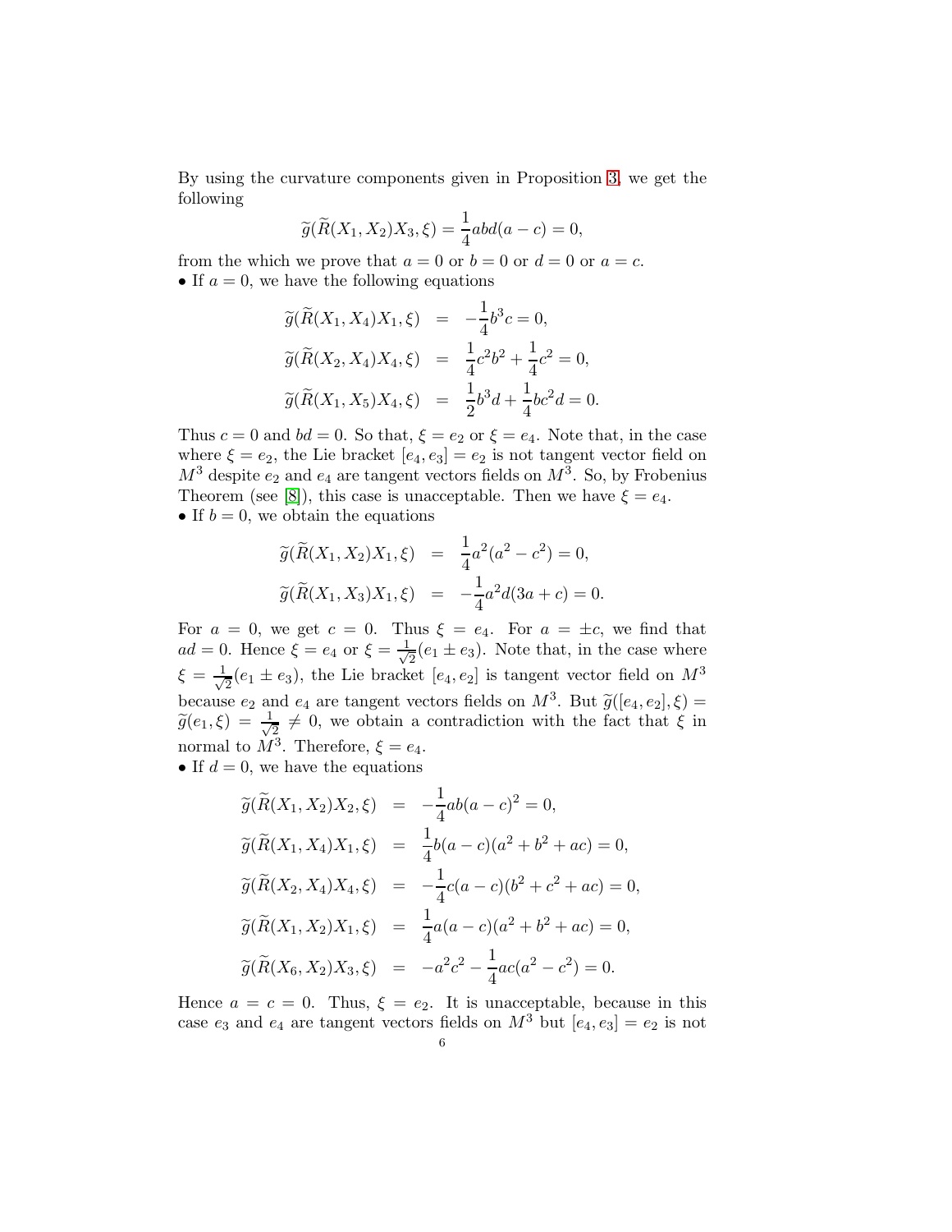By using the curvature components given in Proposition 3, we get the following

$$\widetilde{g}(\widetilde{R}(X_1, X_2)X_3, \xi) = \frac{1}{4}abd(a-c) = 0,$$

from the which we prove that $a = 0$ or $b = 0$ or $d = 0$ or $a = c$.

• If $a = 0$, we have the following equations

$$\begin{aligned}
\widetilde{g}(\widetilde{R}(X_1, X_4)X_1, \xi) &= -\frac{1}{4}b^3c = 0, \\
\widetilde{g}(\widetilde{R}(X_2, X_4)X_4, \xi) &= \frac{1}{4}c^2b^2 + \frac{1}{4}c^2 = 0, \\
\widetilde{g}(\widetilde{R}(X_1, X_5)X_4, \xi) &= \frac{1}{2}b^3d + \frac{1}{4}bc^2d = 0.
\end{aligned}$$

Thus $c = 0$ and $bd = 0$. So that, $\xi = e_2$ or $\xi = e_4$. Note that, in the case where $\xi = e_2$, the Lie bracket $[e_4, e_3] = e_2$ is not tangent vector field on $M^3$ despite $e_2$ and $e_4$ are tangent vectors fields on $M^3$. So, by Frobenius Theorem (see [8]), this case is unacceptable. Then we have $\xi = e_4$.

• If $b = 0$, we obtain the equations

$$\begin{aligned}
\widetilde{g}(\widetilde{R}(X_1, X_2)X_1, \xi) &= \frac{1}{4}a^2(a^2 - c^2) = 0, \\
\widetilde{g}(\widetilde{R}(X_1, X_3)X_1, \xi) &= -\frac{1}{4}a^2d(3a + c) = 0.
\end{aligned}$$

For $a = 0$, we get $c = 0$. Thus $\xi = e_4$. For $a = \pm c$, we find that $ad = 0$. Hence $\xi = e_4$ or $\xi = \frac{1}{\sqrt{2}}(e_1 \pm e_3)$. Note that, in the case where $\xi = \frac{1}{\sqrt{2}}(e_1 \pm e_3)$, the Lie bracket $[e_4, e_2]$ is tangent vector field on $M^3$ because $e_2$ and $e_4$ are tangent vectors fields on $M^3$. But $\widetilde{g}([e_4, e_2], \xi) = \widetilde{g}(e_1, \xi) = \frac{1}{\sqrt{2}} \neq 0$, we obtain a contradiction with the fact that $\xi$ in normal to $M^3$. Therefore, $\xi = e_4$.

• If $d = 0$, we have the equations

$$\begin{aligned}
\widetilde{g}(\widetilde{R}(X_1, X_2)X_2, \xi) &= -\frac{1}{4}ab(a-c)^2 = 0, \\
\widetilde{g}(\widetilde{R}(X_1, X_4)X_1, \xi) &= \frac{1}{4}b(a-c)(a^2 + b^2 + ac) = 0, \\
\widetilde{g}(\widetilde{R}(X_2, X_4)X_4, \xi) &= -\frac{1}{4}c(a-c)(b^2 + c^2 + ac) = 0, \\
\widetilde{g}(\widetilde{R}(X_1, X_2)X_1, \xi) &= \frac{1}{4}a(a-c)(a^2 + b^2 + ac) = 0, \\
\widetilde{g}(\widetilde{R}(X_6, X_2)X_3, \xi) &= -a^2c^2 - \frac{1}{4}ac(a^2 - c^2) = 0.
\end{aligned}$$

Hence $a = c = 0$. Thus, $\xi = e_2$. It is unacceptable, because in this case $e_3$ and $e_4$ are tangent vectors fields on $M^3$ but $[e_4, e_3] = e_2$ is not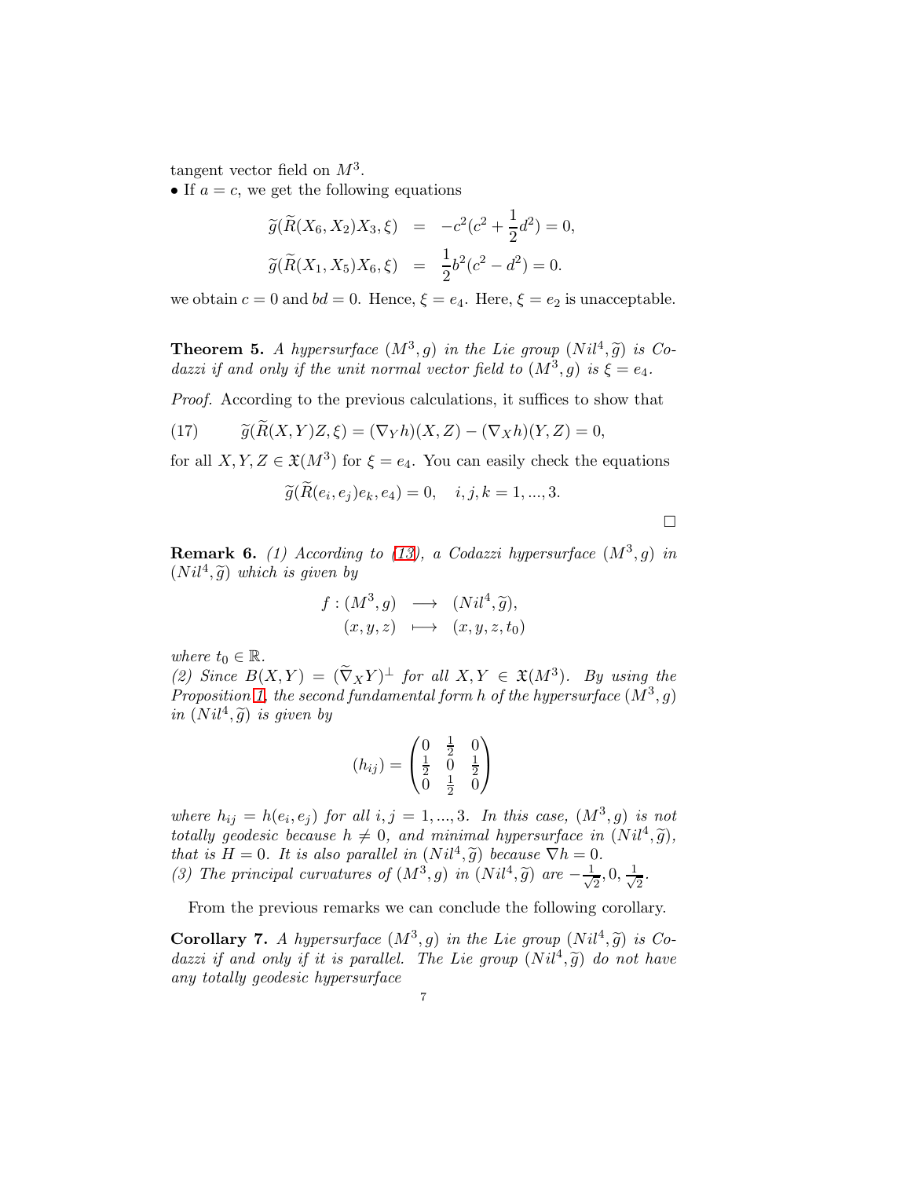tangent vector field on $M^3$.

- If $a = c$, we get the following equations

$$
\begin{aligned}
\widetilde{g}(\widetilde{R}(X_6, X_2)X_3, \xi) &= -c^2(c^2 + \frac{1}{2}d^2) = 0, \\
\widetilde{g}(\widetilde{R}(X_1, X_5)X_6, \xi) &= \frac{1}{2}b^2(c^2 - d^2) = 0.
\end{aligned}
$$

we obtain $c = 0$ and $bd = 0$. Hence, $\xi = e_4$. Here, $\xi = e_2$ is unacceptable.

**Theorem 5.** *A hypersurface $(M^3, g)$ in the Lie group $(Nil^4, \widetilde{g})$ is Codazzi if and only if the unit normal vector field to $(M^3, g)$ is $\xi = e_4$.*

*Proof.* According to the previous calculations, it suffices to show that

$$
\widetilde{g}(\widetilde{R}(X, Y)Z, \xi) = (\nabla_Y h)(X, Z) - (\nabla_X h)(Y, Z) = 0, \tag{17}
$$

for all $X, Y, Z \in \mathfrak{X}(M^3)$ for $\xi = e_4$. You can easily check the equations

$$
\widetilde{g}(\widetilde{R}(e_i, e_j)e_k, e_4) = 0, \quad i, j, k = 1, ..., 3.
$$

$\square$

**Remark 6.** *(1) According to (13), a Codazzi hypersurface $(M^3, g)$ in $(Nil^4, \widetilde{g})$ which is given by*

$$
\begin{aligned}
f : (M^3, g) &\longrightarrow (Nil^4, \widetilde{g}), \\
(x, y, z) &\longmapsto (x, y, z, t_0)
\end{aligned}
$$

*where $t_0 \in \mathbb{R}$.*
*(2) Since $B(X, Y) = (\widetilde{\nabla}_X Y)^\perp$ for all $X, Y \in \mathfrak{X}(M^3)$. By using the Proposition 1, the second fundamental form $h$ of the hypersurface $(M^3, g)$ in $(Nil^4, \widetilde{g})$ is given by*

$$
(h_{ij}) = \begin{pmatrix} 0 & \frac{1}{2} & 0 \\ \frac{1}{2} & 0 & \frac{1}{2} \\ 0 & \frac{1}{2} & 0 \end{pmatrix}
$$

*where $h_{ij} = h(e_i, e_j)$ for all $i, j = 1, ..., 3$. In this case, $(M^3, g)$ is not totally geodesic because $h \neq 0$, and minimal hypersurface in $(Nil^4, \widetilde{g})$, that is $H = 0$. It is also parallel in $(Nil^4, \widetilde{g})$ because $\nabla h = 0$.*
*(3) The principal curvatures of $(M^3, g)$ in $(Nil^4, \widetilde{g})$ are $-\frac{1}{\sqrt{2}}, 0, \frac{1}{\sqrt{2}}$.*

From the previous remarks we can conclude the following corollary.

**Corollary 7.** *A hypersurface $(M^3, g)$ in the Lie group $(Nil^4, \widetilde{g})$ is Codazzi if and only if it is parallel. The Lie group $(Nil^4, \widetilde{g})$ do not have any totally geodesic hypersurface*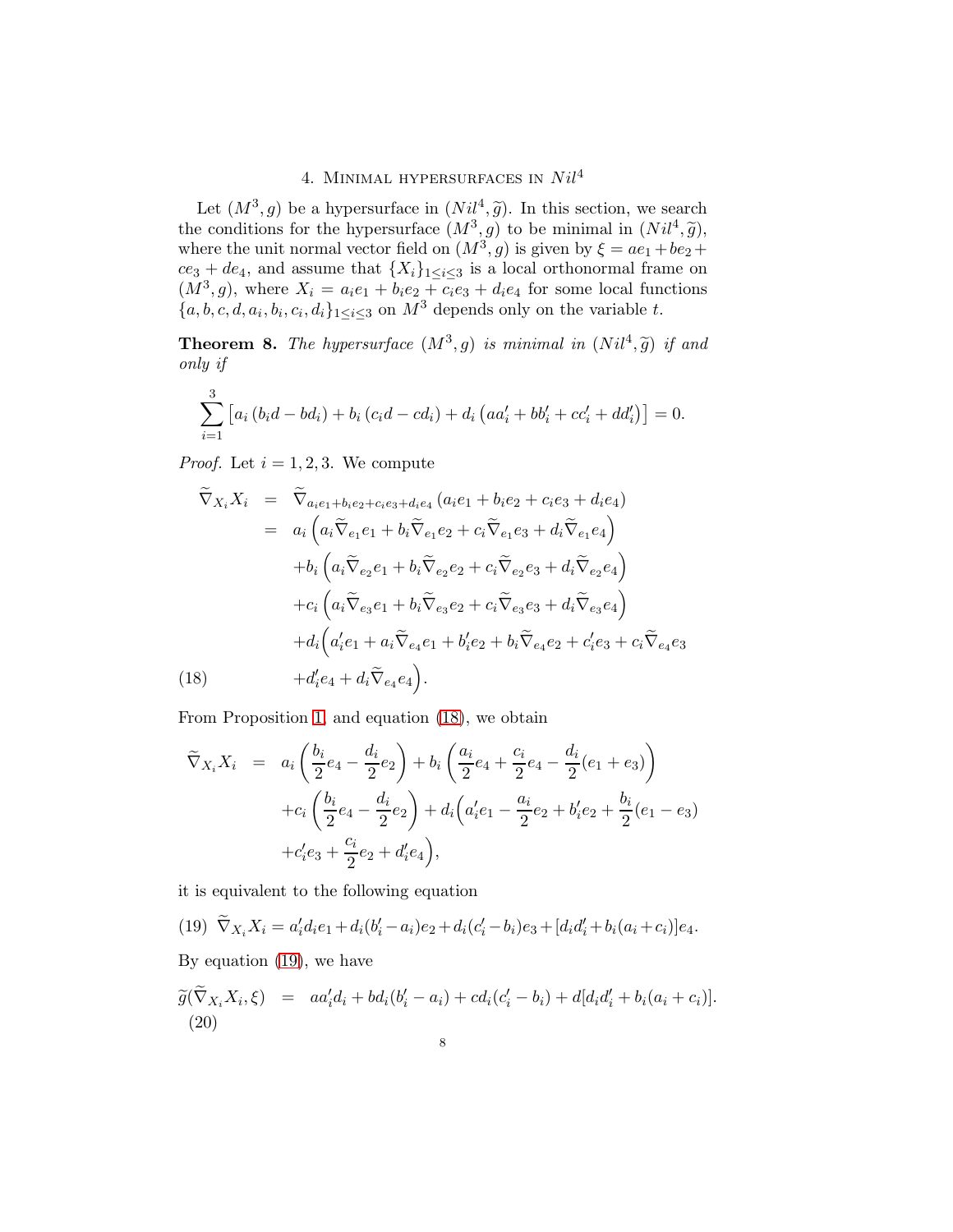## 4. Minimal hypersurfaces in $Nil^4$

Let $(M^3, g)$ be a hypersurface in $(Nil^4, \widetilde{g})$. In this section, we search the conditions for the hypersurface $(M^3, g)$ to be minimal in $(Nil^4, \widetilde{g})$, where the unit normal vector field on $(M^3, g)$ is given by $\xi = ae_1 + be_2 + ce_3 + de_4$, and assume that $\{X_i\}_{1\leq i\leq 3}$ is a local orthonormal frame on $(M^3, g)$, where $X_i = a_ie_1 + b_ie_2 + c_ie_3 + d_ie_4$ for some local functions $\{a, b, c, d, a_i, b_i, c_i, d_i\}_{1\leq i\leq 3}$ on $M^3$ depends only on the variable $t$.

**Theorem 8.** *The hypersurface $(M^3, g)$ is minimal in $(Nil^4, \widetilde{g})$ if and only if*

$$\sum_{i=1}^{3} \left[ a_i (b_i d - b d_i) + b_i (c_i d - c d_i) + d_i \left( a a_i' + b b_i' + c c_i' + d d_i' \right) \right] = 0.$$

*Proof.* Let $i = 1, 2, 3$. We compute

$$\begin{aligned}
\widetilde{\nabla}_{X_i} X_i &= \widetilde{\nabla}_{a_ie_1+b_ie_2+c_ie_3+d_ie_4} (a_ie_1 + b_ie_2 + c_ie_3 + d_ie_4) \\
&= a_i \left( a_i \widetilde{\nabla}_{e_1} e_1 + b_i \widetilde{\nabla}_{e_1} e_2 + c_i \widetilde{\nabla}_{e_1} e_3 + d_i \widetilde{\nabla}_{e_1} e_4 \right) \\
&\quad + b_i \left( a_i \widetilde{\nabla}_{e_2} e_1 + b_i \widetilde{\nabla}_{e_2} e_2 + c_i \widetilde{\nabla}_{e_2} e_3 + d_i \widetilde{\nabla}_{e_2} e_4 \right) \\
&\quad + c_i \left( a_i \widetilde{\nabla}_{e_3} e_1 + b_i \widetilde{\nabla}_{e_3} e_2 + c_i \widetilde{\nabla}_{e_3} e_3 + d_i \widetilde{\nabla}_{e_3} e_4 \right) \\
&\quad + d_i \Big( a_i' e_1 + a_i \widetilde{\nabla}_{e_4} e_1 + b_i' e_2 + b_i \widetilde{\nabla}_{e_4} e_2 + c_i' e_3 + c_i \widetilde{\nabla}_{e_4} e_3 \\
&\quad + d_i' e_4 + d_i \widetilde{\nabla}_{e_4} e_4 \Big).
\end{aligned} \tag{18}$$

From Proposition 1, and equation (18), we obtain

$$\begin{aligned}
\widetilde{\nabla}_{X_i} X_i &= a_i \left( \frac{b_i}{2} e_4 - \frac{d_i}{2} e_2 \right) + b_i \left( \frac{a_i}{2} e_4 + \frac{c_i}{2} e_4 - \frac{d_i}{2} (e_1 + e_3) \right) \\
&\quad + c_i \left( \frac{b_i}{2} e_4 - \frac{d_i}{2} e_2 \right) + d_i \Big( a_i' e_1 - \frac{a_i}{2} e_2 + b_i' e_2 + \frac{b_i}{2} (e_1 - e_3) \\
&\quad + c_i' e_3 + \frac{c_i}{2} e_2 + d_i' e_4 \Big),
\end{aligned}$$

it is equivalent to the following equation

$$\widetilde{\nabla}_{X_i} X_i = a_i' d_i e_1 + d_i (b_i' - a_i) e_2 + d_i (c_i' - b_i) e_3 + [d_i d_i' + b_i (a_i + c_i)] e_4. \tag{19}$$

By equation (19), we have

$$\widetilde{g}(\widetilde{\nabla}_{X_i} X_i, \xi) = a a_i' d_i + b d_i (b_i' - a_i) + c d_i (c_i' - b_i) + d[d_i d_i' + b_i (a_i + c_i)]. \tag{20}$$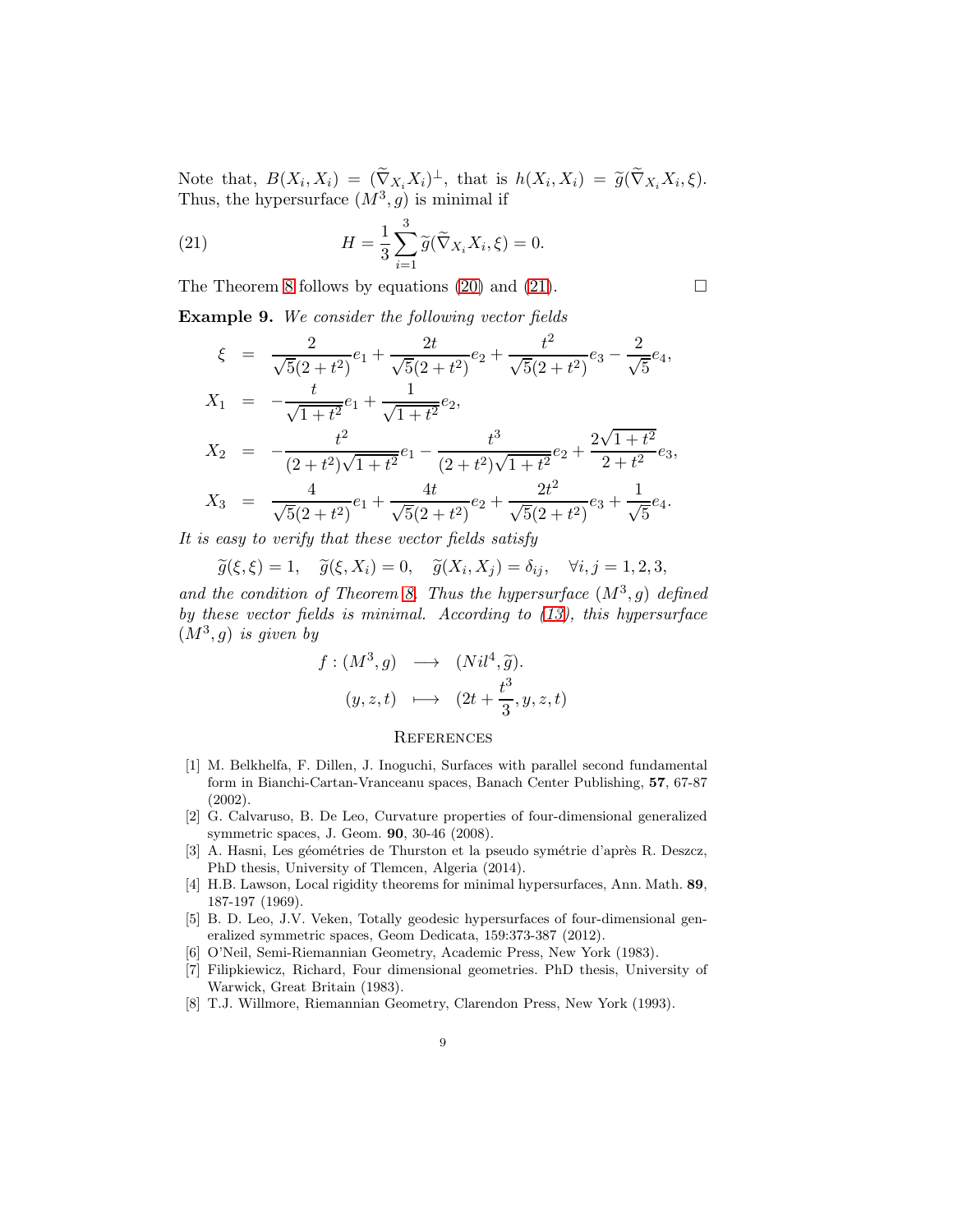Note that, $B(X_i, X_i) = (\widetilde{\nabla}_{X_i} X_i)^{\perp}$, that is $h(X_i, X_i) = \widetilde{g}(\widetilde{\nabla}_{X_i} X_i, \xi)$. Thus, the hypersurface $(M^3, g)$ is minimal if

$$H = \frac{1}{3}\sum_{i=1}^{3} \widetilde{g}(\widetilde{\nabla}_{X_i} X_i, \xi) = 0. \tag{21}$$

The Theorem 8 follows by equations (20) and (21). □

**Example 9.** *We consider the following vector fields*

$$\begin{aligned}
\xi &= \frac{2}{\sqrt{5}(2+t^2)} e_1 + \frac{2t}{\sqrt{5}(2+t^2)} e_2 + \frac{t^2}{\sqrt{5}(2+t^2)} e_3 - \frac{2}{\sqrt{5}} e_4, \\
X_1 &= -\frac{t}{\sqrt{1+t^2}} e_1 + \frac{1}{\sqrt{1+t^2}} e_2, \\
X_2 &= -\frac{t^2}{(2+t^2)\sqrt{1+t^2}} e_1 - \frac{t^3}{(2+t^2)\sqrt{1+t^2}} e_2 + \frac{2\sqrt{1+t^2}}{2+t^2} e_3, \\
X_3 &= \frac{4}{\sqrt{5}(2+t^2)} e_1 + \frac{4t}{\sqrt{5}(2+t^2)} e_2 + \frac{2t^2}{\sqrt{5}(2+t^2)} e_3 + \frac{1}{\sqrt{5}} e_4.
\end{aligned}$$

*It is easy to verify that these vector fields satisfy*

$$\widetilde{g}(\xi, \xi) = 1, \quad \widetilde{g}(\xi, X_i) = 0, \quad \widetilde{g}(X_i, X_j) = \delta_{ij}, \quad \forall i, j = 1, 2, 3,$$

*and the condition of Theorem 8. Thus the hypersurface $(M^3, g)$ defined by these vector fields is minimal. According to (13), this hypersurface $(M^3, g)$ is given by*

$$\begin{aligned}
f : (M^3, g) &\longrightarrow (Nil^4, \widetilde{g}). \\
(y, z, t) &\longmapsto (2t + \frac{t^3}{3}, y, z, t)
\end{aligned}$$

## References

[1] M. Belkhelfa, F. Dillen, J. Inoguchi, Surfaces with parallel second fundamental form in Bianchi-Cartan-Vranceanu spaces, Banach Center Publishing, **57**, 67-87 (2002).

[2] G. Calvaruso, B. De Leo, Curvature properties of four-dimensional generalized symmetric spaces, J. Geom. **90**, 30-46 (2008).

[3] A. Hasni, Les géométries de Thurston et la pseudo symétrie d'après R. Deszcz, PhD thesis, University of Tlemcen, Algeria (2014).

[4] H.B. Lawson, Local rigidity theorems for minimal hypersurfaces, Ann. Math. **89**, 187-197 (1969).

[5] B. D. Leo, J.V. Veken, Totally geodesic hypersurfaces of four-dimensional generalized symmetric spaces, Geom Dedicata, 159:373-387 (2012).

[6] O'Neil, Semi-Riemannian Geometry, Academic Press, New York (1983).

[7] Filipkiewicz, Richard, Four dimensional geometries. PhD thesis, University of Warwick, Great Britain (1983).

[8] T.J. Willmore, Riemannian Geometry, Clarendon Press, New York (1993).